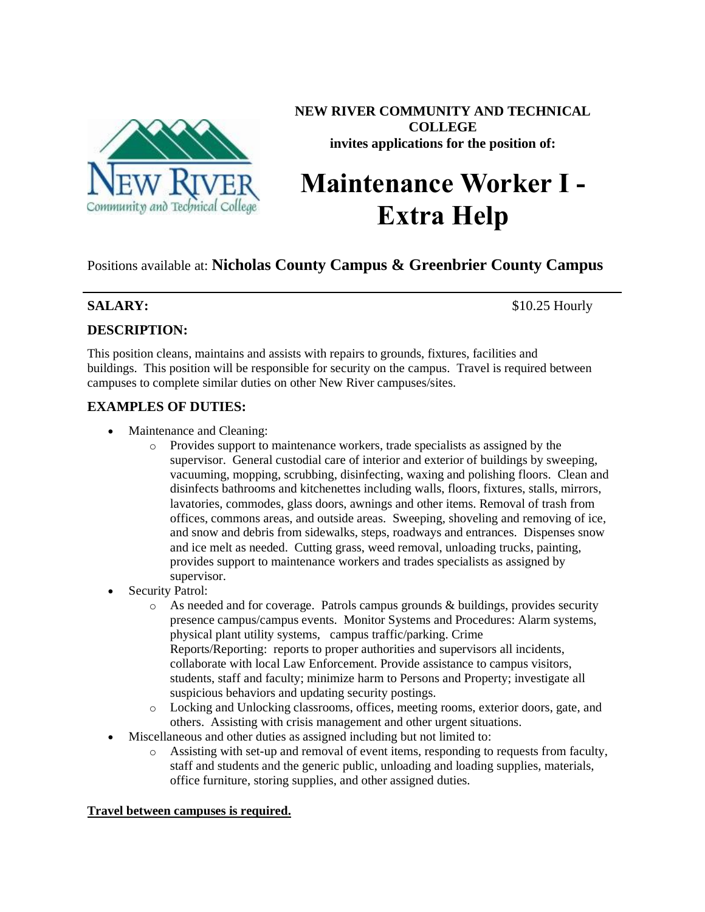**NEW RIVER COMMUNITY AND TECHNICAL COLLEGE**
**invites applications for the position of:**

# Maintenance Worker I - Extra Help

Positions available at: **Nicholas County Campus & Greenbrier County Campus**

---

**SALARY:** $10.25 Hourly

## DESCRIPTION:

This position cleans, maintains and assists with repairs to grounds, fixtures, facilities and buildings. This position will be responsible for security on the campus. Travel is required between campuses to complete similar duties on other New River campuses/sites.

## EXAMPLES OF DUTIES:

- Maintenance and Cleaning:
  - Provides support to maintenance workers, trade specialists as assigned by the supervisor. General custodial care of interior and exterior of buildings by sweeping, vacuuming, mopping, scrubbing, disinfecting, waxing and polishing floors. Clean and disinfects bathrooms and kitchenettes including walls, floors, fixtures, stalls, mirrors, lavatories, commodes, glass doors, awnings and other items. Removal of trash from offices, commons areas, and outside areas. Sweeping, shoveling and removing of ice, and snow and debris from sidewalks, steps, roadways and entrances. Dispenses snow and ice melt as needed. Cutting grass, weed removal, unloading trucks, painting, provides support to maintenance workers and trades specialists as assigned by supervisor.
- Security Patrol:
  - As needed and for coverage. Patrols campus grounds & buildings, provides security presence campus/campus events. Monitor Systems and Procedures: Alarm systems, physical plant utility systems, campus traffic/parking. Crime Reports/Reporting: reports to proper authorities and supervisors all incidents, collaborate with local Law Enforcement. Provide assistance to campus visitors, students, staff and faculty; minimize harm to Persons and Property; investigate all suspicious behaviors and updating security postings.
  - Locking and Unlocking classrooms, offices, meeting rooms, exterior doors, gate, and others. Assisting with crisis management and other urgent situations.
- Miscellaneous and other duties as assigned including but not limited to:
  - Assisting with set-up and removal of event items, responding to requests from faculty, staff and students and the generic public, unloading and loading supplies, materials, office furniture, storing supplies, and other assigned duties.

**Travel between campuses is required.**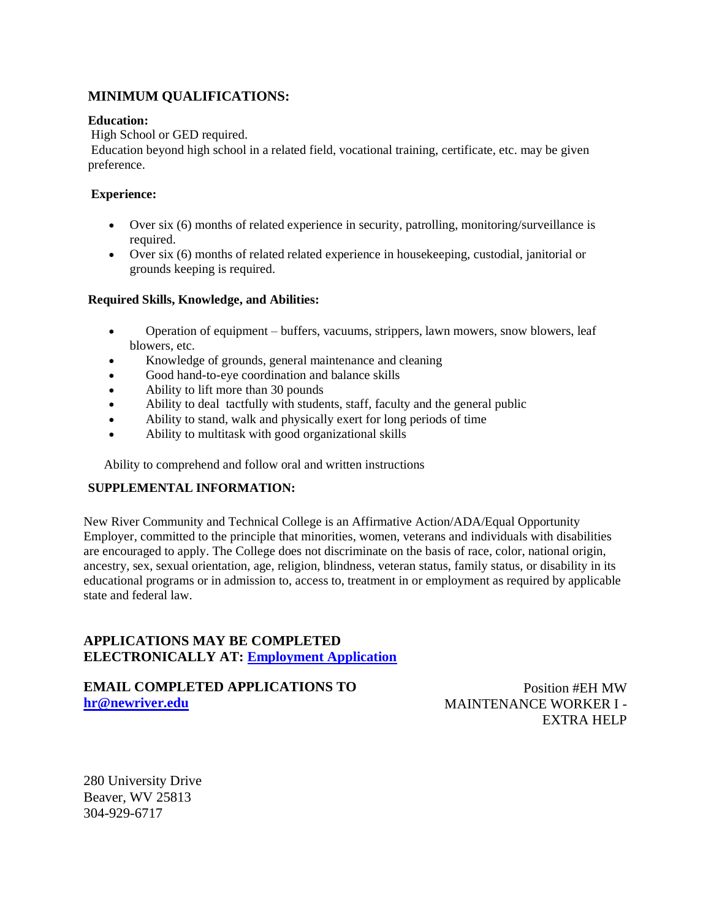## MINIMUM QUALIFICATIONS:

**Education:**

High School or GED required.

Education beyond high school in a related field, vocational training, certificate, etc. may be given preference.

**Experience:**

- Over six (6) months of related experience in security, patrolling, monitoring/surveillance is required.
- Over six (6) months of related related experience in housekeeping, custodial, janitorial or grounds keeping is required.

**Required Skills, Knowledge, and Abilities:**

- Operation of equipment – buffers, vacuums, strippers, lawn mowers, snow blowers, leaf blowers, etc.
- Knowledge of grounds, general maintenance and cleaning
- Good hand-to-eye coordination and balance skills
- Ability to lift more than 30 pounds
- Ability to deal tactfully with students, staff, faculty and the general public
- Ability to stand, walk and physically exert for long periods of time
- Ability to multitask with good organizational skills

Ability to comprehend and follow oral and written instructions

**SUPPLEMENTAL INFORMATION:**

New River Community and Technical College is an Affirmative Action/ADA/Equal Opportunity Employer, committed to the principle that minorities, women, veterans and individuals with disabilities are encouraged to apply. The College does not discriminate on the basis of race, color, national origin, ancestry, sex, sexual orientation, age, religion, blindness, veteran status, family status, or disability in its educational programs or in admission to, access to, treatment in or employment as required by applicable state and federal law.

**APPLICATIONS MAY BE COMPLETED ELECTRONICALLY AT: Employment Application**

**EMAIL COMPLETED APPLICATIONS TO hr@newriver.edu**

Position #EH MW
MAINTENANCE WORKER I - EXTRA HELP

280 University Drive
Beaver, WV 25813
304-929-6717